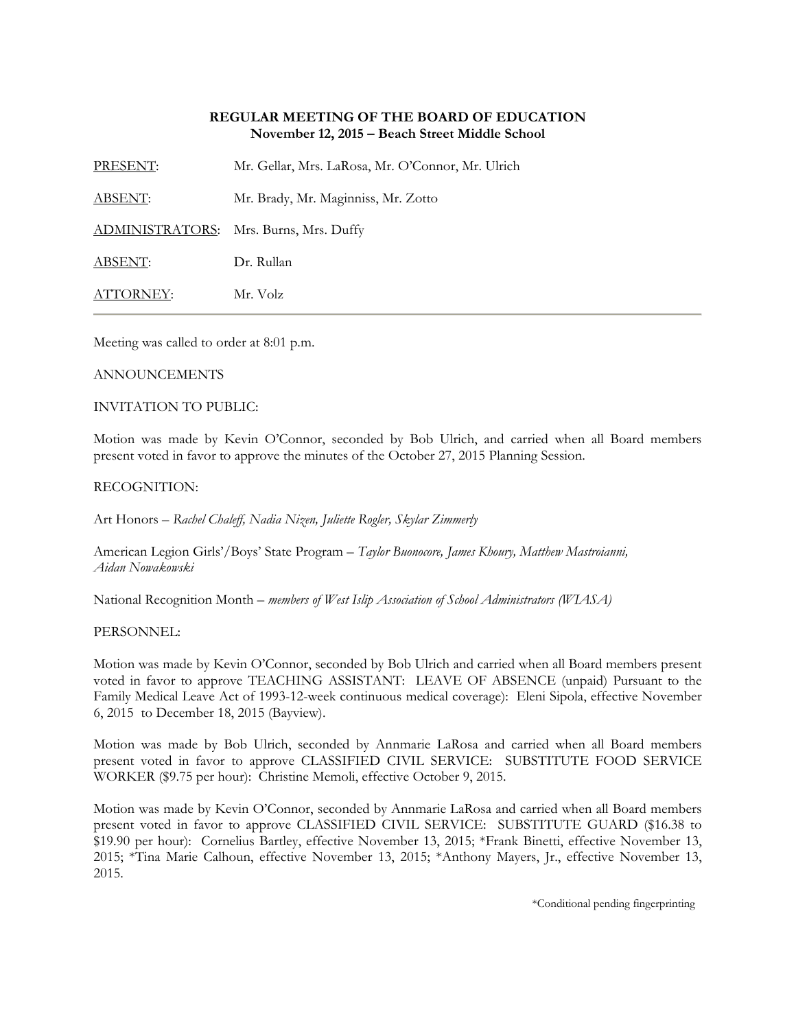**REGULAR MEETING OF THE BOARD OF EDUCATION**
**November 12, 2015 – Beach Street Middle School**

PRESENT: Mr. Gellar, Mrs. LaRosa, Mr. O'Connor, Mr. Ulrich

ABSENT: Mr. Brady, Mr. Maginniss, Mr. Zotto

ADMINISTRATORS: Mrs. Burns, Mrs. Duffy

ABSENT: Dr. Rullan

ATTORNEY: Mr. Volz

---

Meeting was called to order at 8:01 p.m.

ANNOUNCEMENTS

INVITATION TO PUBLIC:

Motion was made by Kevin O'Connor, seconded by Bob Ulrich, and carried when all Board members present voted in favor to approve the minutes of the October 27, 2015 Planning Session.

RECOGNITION:

Art Honors – *Rachel Chaleff, Nadia Nizen, Juliette Rogler, Skylar Zimmerly*

American Legion Girls'/Boys' State Program – *Taylor Buonocore, James Khoury, Matthew Mastroianni, Aidan Nowakowski*

National Recognition Month – *members of West Islip Association of School Administrators (WIASA)*

PERSONNEL:

Motion was made by Kevin O'Connor, seconded by Bob Ulrich and carried when all Board members present voted in favor to approve TEACHING ASSISTANT: LEAVE OF ABSENCE (unpaid) Pursuant to the Family Medical Leave Act of 1993-12-week continuous medical coverage): Eleni Sipola, effective November 6, 2015 to December 18, 2015 (Bayview).

Motion was made by Bob Ulrich, seconded by Annmarie LaRosa and carried when all Board members present voted in favor to approve CLASSIFIED CIVIL SERVICE: SUBSTITUTE FOOD SERVICE WORKER ($9.75 per hour): Christine Memoli, effective October 9, 2015.

Motion was made by Kevin O'Connor, seconded by Annmarie LaRosa and carried when all Board members present voted in favor to approve CLASSIFIED CIVIL SERVICE: SUBSTITUTE GUARD ($16.38 to $19.90 per hour): Cornelius Bartley, effective November 13, 2015; *Frank Binetti, effective November 13, 2015; *Tina Marie Calhoun, effective November 13, 2015; *Anthony Mayers, Jr., effective November 13, 2015.

*Conditional pending fingerprinting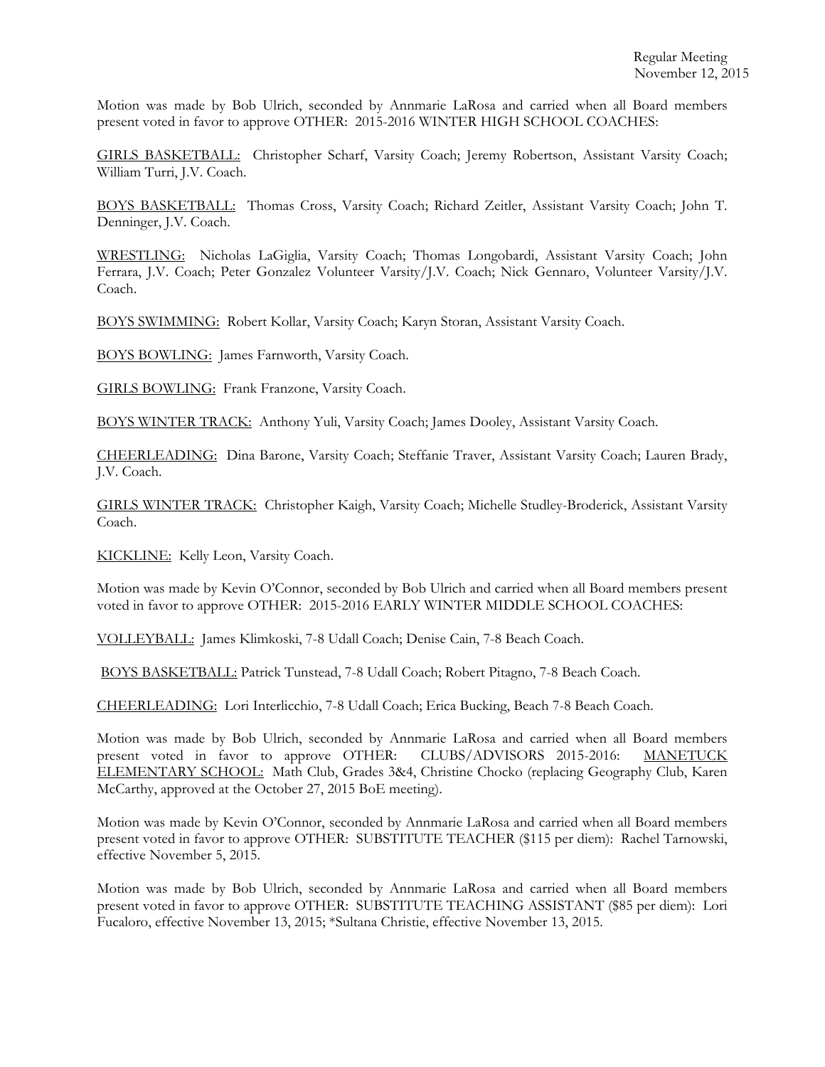Motion was made by Bob Ulrich, seconded by Annmarie LaRosa and carried when all Board members present voted in favor to approve OTHER: 2015-2016 WINTER HIGH SCHOOL COACHES:

GIRLS BASKETBALL: Christopher Scharf, Varsity Coach; Jeremy Robertson, Assistant Varsity Coach; William Turri, J.V. Coach.

BOYS BASKETBALL: Thomas Cross, Varsity Coach; Richard Zeitler, Assistant Varsity Coach; John T. Denninger, J.V. Coach.

WRESTLING: Nicholas LaGiglia, Varsity Coach; Thomas Longobardi, Assistant Varsity Coach; John Ferrara, J.V. Coach; Peter Gonzalez Volunteer Varsity/J.V. Coach; Nick Gennaro, Volunteer Varsity/J.V. Coach.

BOYS SWIMMING: Robert Kollar, Varsity Coach; Karyn Storan, Assistant Varsity Coach.

BOYS BOWLING: James Farnworth, Varsity Coach.

GIRLS BOWLING: Frank Franzone, Varsity Coach.

BOYS WINTER TRACK: Anthony Yuli, Varsity Coach; James Dooley, Assistant Varsity Coach.

CHEERLEADING: Dina Barone, Varsity Coach; Steffanie Traver, Assistant Varsity Coach; Lauren Brady, J.V. Coach.

GIRLS WINTER TRACK: Christopher Kaigh, Varsity Coach; Michelle Studley-Broderick, Assistant Varsity Coach.

KICKLINE: Kelly Leon, Varsity Coach.

Motion was made by Kevin O'Connor, seconded by Bob Ulrich and carried when all Board members present voted in favor to approve OTHER: 2015-2016 EARLY WINTER MIDDLE SCHOOL COACHES:

VOLLEYBALL: James Klimkoski, 7-8 Udall Coach; Denise Cain, 7-8 Beach Coach.

BOYS BASKETBALL: Patrick Tunstead, 7-8 Udall Coach; Robert Pitagno, 7-8 Beach Coach.

CHEERLEADING: Lori Interlicchio, 7-8 Udall Coach; Erica Bucking, Beach 7-8 Beach Coach.

Motion was made by Bob Ulrich, seconded by Annmarie LaRosa and carried when all Board members present voted in favor to approve OTHER: CLUBS/ADVISORS 2015-2016: MANETUCK ELEMENTARY SCHOOL: Math Club, Grades 3&4, Christine Chocko (replacing Geography Club, Karen McCarthy, approved at the October 27, 2015 BoE meeting).

Motion was made by Kevin O'Connor, seconded by Annmarie LaRosa and carried when all Board members present voted in favor to approve OTHER: SUBSTITUTE TEACHER ($115 per diem): Rachel Tarnowski, effective November 5, 2015.

Motion was made by Bob Ulrich, seconded by Annmarie LaRosa and carried when all Board members present voted in favor to approve OTHER: SUBSTITUTE TEACHING ASSISTANT ($85 per diem): Lori Fucaloro, effective November 13, 2015; *Sultana Christie, effective November 13, 2015.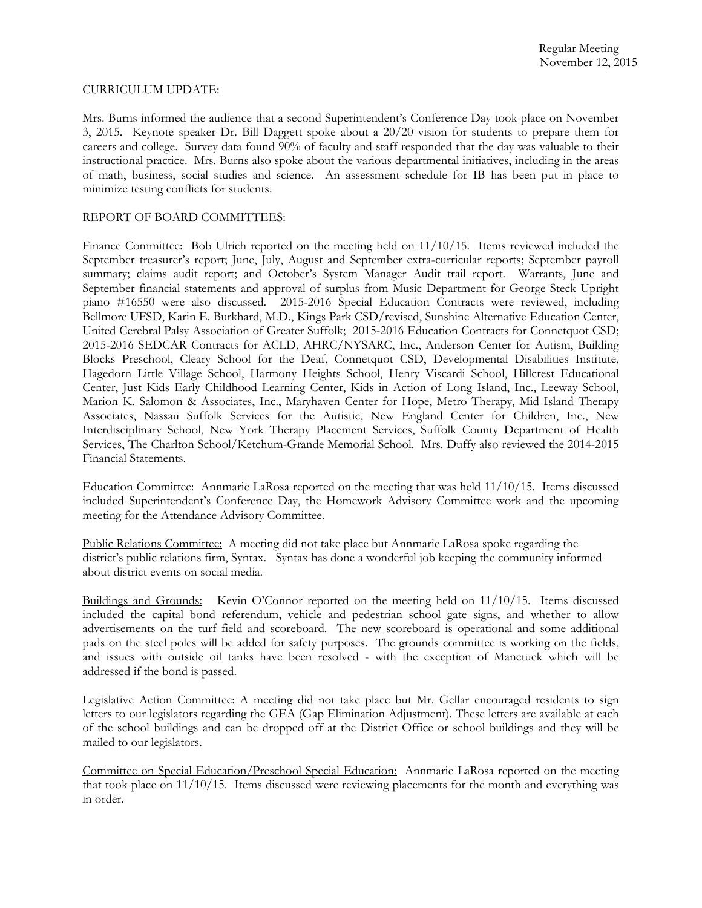CURRICULUM UPDATE:

Mrs. Burns informed the audience that a second Superintendent's Conference Day took place on November 3, 2015. Keynote speaker Dr. Bill Daggett spoke about a 20/20 vision for students to prepare them for careers and college. Survey data found 90% of faculty and staff responded that the day was valuable to their instructional practice. Mrs. Burns also spoke about the various departmental initiatives, including in the areas of math, business, social studies and science. An assessment schedule for IB has been put in place to minimize testing conflicts for students.

REPORT OF BOARD COMMITTEES:

Finance Committee: Bob Ulrich reported on the meeting held on 11/10/15. Items reviewed included the September treasurer's report; June, July, August and September extra-curricular reports; September payroll summary; claims audit report; and October's System Manager Audit trail report. Warrants, June and September financial statements and approval of surplus from Music Department for George Steck Upright piano #16550 were also discussed. 2015-2016 Special Education Contracts were reviewed, including Bellmore UFSD, Karin E. Burkhard, M.D., Kings Park CSD/revised, Sunshine Alternative Education Center, United Cerebral Palsy Association of Greater Suffolk; 2015-2016 Education Contracts for Connetquot CSD; 2015-2016 SEDCAR Contracts for ACLD, AHRC/NYSARC, Inc., Anderson Center for Autism, Building Blocks Preschool, Cleary School for the Deaf, Connetquot CSD, Developmental Disabilities Institute, Hagedorn Little Village School, Harmony Heights School, Henry Viscardi School, Hillcrest Educational Center, Just Kids Early Childhood Learning Center, Kids in Action of Long Island, Inc., Leeway School, Marion K. Salomon & Associates, Inc., Maryhaven Center for Hope, Metro Therapy, Mid Island Therapy Associates, Nassau Suffolk Services for the Autistic, New England Center for Children, Inc., New Interdisciplinary School, New York Therapy Placement Services, Suffolk County Department of Health Services, The Charlton School/Ketchum-Grande Memorial School. Mrs. Duffy also reviewed the 2014-2015 Financial Statements.

Education Committee: Annmarie LaRosa reported on the meeting that was held 11/10/15. Items discussed included Superintendent's Conference Day, the Homework Advisory Committee work and the upcoming meeting for the Attendance Advisory Committee.

Public Relations Committee: A meeting did not take place but Annmarie LaRosa spoke regarding the district's public relations firm, Syntax. Syntax has done a wonderful job keeping the community informed about district events on social media.

Buildings and Grounds: Kevin O'Connor reported on the meeting held on 11/10/15. Items discussed included the capital bond referendum, vehicle and pedestrian school gate signs, and whether to allow advertisements on the turf field and scoreboard. The new scoreboard is operational and some additional pads on the steel poles will be added for safety purposes. The grounds committee is working on the fields, and issues with outside oil tanks have been resolved - with the exception of Manetuck which will be addressed if the bond is passed.

Legislative Action Committee: A meeting did not take place but Mr. Gellar encouraged residents to sign letters to our legislators regarding the GEA (Gap Elimination Adjustment). These letters are available at each of the school buildings and can be dropped off at the District Office or school buildings and they will be mailed to our legislators.

Committee on Special Education/Preschool Special Education: Annmarie LaRosa reported on the meeting that took place on 11/10/15. Items discussed were reviewing placements for the month and everything was in order.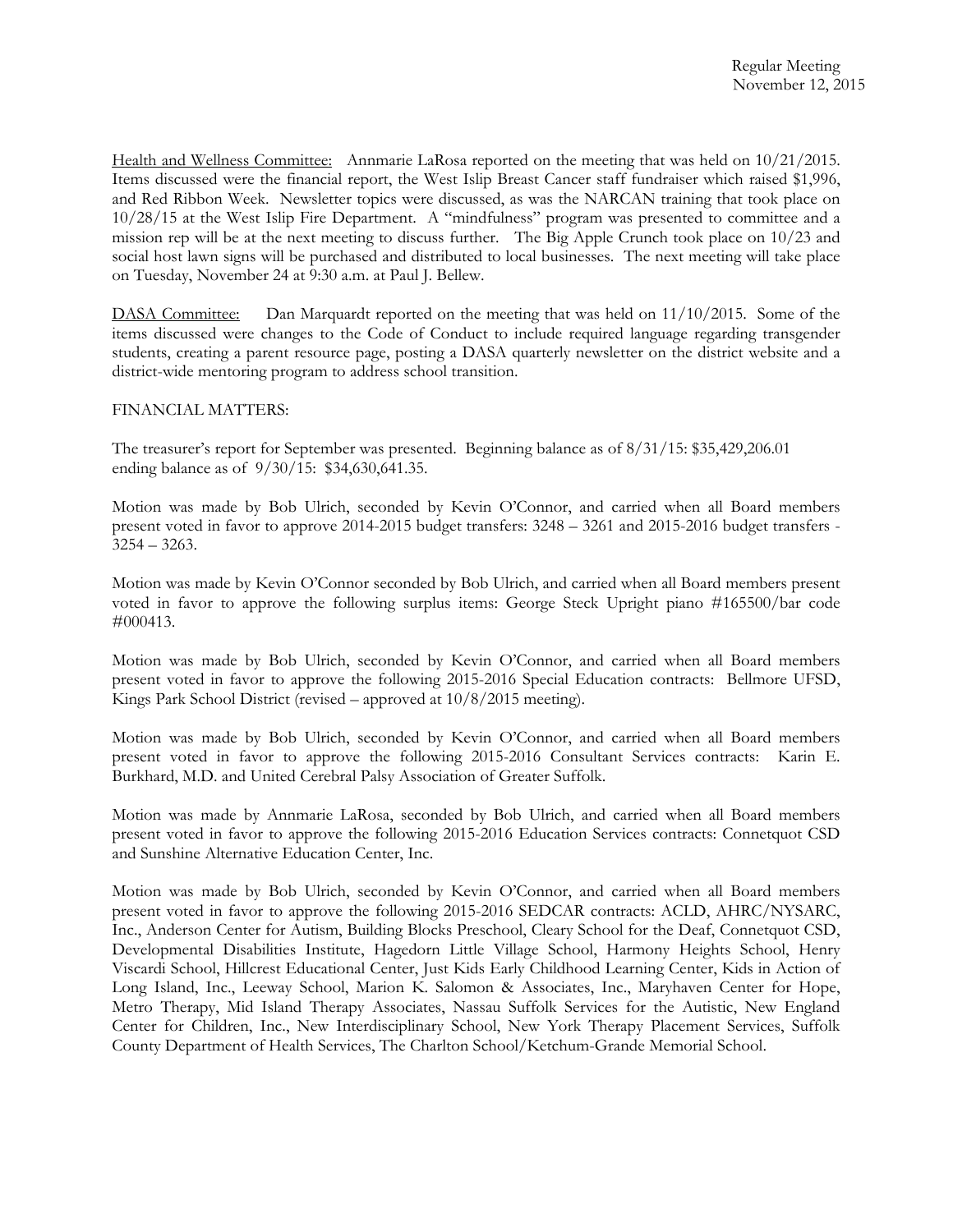Health and Wellness Committee: Annmarie LaRosa reported on the meeting that was held on 10/21/2015. Items discussed were the financial report, the West Islip Breast Cancer staff fundraiser which raised $1,996, and Red Ribbon Week. Newsletter topics were discussed, as was the NARCAN training that took place on 10/28/15 at the West Islip Fire Department. A "mindfulness" program was presented to committee and a mission rep will be at the next meeting to discuss further. The Big Apple Crunch took place on 10/23 and social host lawn signs will be purchased and distributed to local businesses. The next meeting will take place on Tuesday, November 24 at 9:30 a.m. at Paul J. Bellew.

DASA Committee: Dan Marquardt reported on the meeting that was held on 11/10/2015. Some of the items discussed were changes to the Code of Conduct to include required language regarding transgender students, creating a parent resource page, posting a DASA quarterly newsletter on the district website and a district-wide mentoring program to address school transition.

FINANCIAL MATTERS:

The treasurer's report for September was presented. Beginning balance as of 8/31/15: $35,429,206.01 ending balance as of 9/30/15: $34,630,641.35.

Motion was made by Bob Ulrich, seconded by Kevin O'Connor, and carried when all Board members present voted in favor to approve 2014-2015 budget transfers: 3248 – 3261 and 2015-2016 budget transfers - 3254 – 3263.

Motion was made by Kevin O'Connor seconded by Bob Ulrich, and carried when all Board members present voted in favor to approve the following surplus items: George Steck Upright piano #165500/bar code #000413.

Motion was made by Bob Ulrich, seconded by Kevin O'Connor, and carried when all Board members present voted in favor to approve the following 2015-2016 Special Education contracts: Bellmore UFSD, Kings Park School District (revised – approved at 10/8/2015 meeting).

Motion was made by Bob Ulrich, seconded by Kevin O'Connor, and carried when all Board members present voted in favor to approve the following 2015-2016 Consultant Services contracts: Karin E. Burkhard, M.D. and United Cerebral Palsy Association of Greater Suffolk.

Motion was made by Annmarie LaRosa, seconded by Bob Ulrich, and carried when all Board members present voted in favor to approve the following 2015-2016 Education Services contracts: Connetquot CSD and Sunshine Alternative Education Center, Inc.

Motion was made by Bob Ulrich, seconded by Kevin O'Connor, and carried when all Board members present voted in favor to approve the following 2015-2016 SEDCAR contracts: ACLD, AHRC/NYSARC, Inc., Anderson Center for Autism, Building Blocks Preschool, Cleary School for the Deaf, Connetquot CSD, Developmental Disabilities Institute, Hagedorn Little Village School, Harmony Heights School, Henry Viscardi School, Hillcrest Educational Center, Just Kids Early Childhood Learning Center, Kids in Action of Long Island, Inc., Leeway School, Marion K. Salomon & Associates, Inc., Maryhaven Center for Hope, Metro Therapy, Mid Island Therapy Associates, Nassau Suffolk Services for the Autistic, New England Center for Children, Inc., New Interdisciplinary School, New York Therapy Placement Services, Suffolk County Department of Health Services, The Charlton School/Ketchum-Grande Memorial School.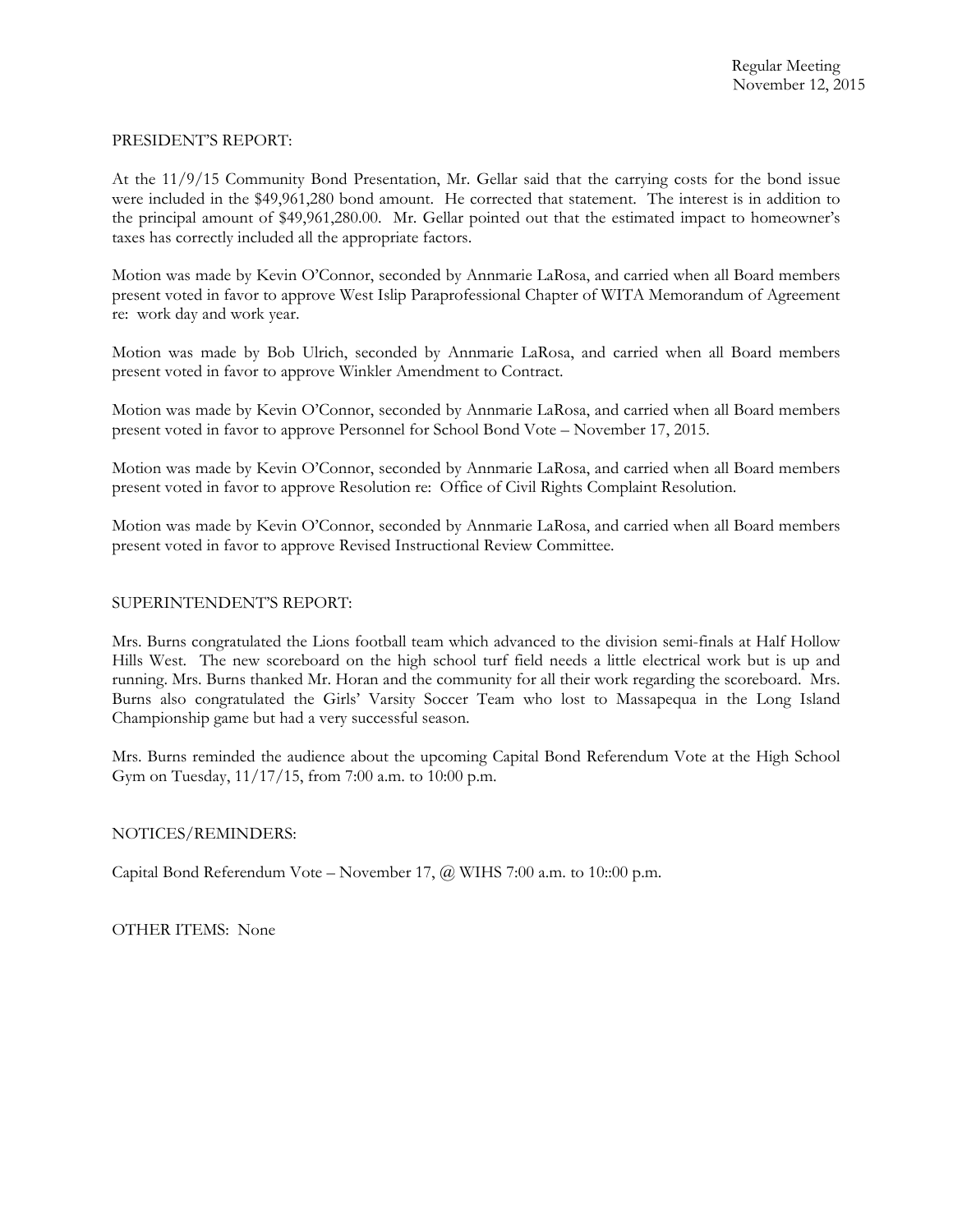PRESIDENT'S REPORT:

At the 11/9/15 Community Bond Presentation, Mr. Gellar said that the carrying costs for the bond issue were included in the $49,961,280 bond amount. He corrected that statement. The interest is in addition to the principal amount of $49,961,280.00. Mr. Gellar pointed out that the estimated impact to homeowner's taxes has correctly included all the appropriate factors.

Motion was made by Kevin O'Connor, seconded by Annmarie LaRosa, and carried when all Board members present voted in favor to approve West Islip Paraprofessional Chapter of WITA Memorandum of Agreement re: work day and work year.

Motion was made by Bob Ulrich, seconded by Annmarie LaRosa, and carried when all Board members present voted in favor to approve Winkler Amendment to Contract.

Motion was made by Kevin O'Connor, seconded by Annmarie LaRosa, and carried when all Board members present voted in favor to approve Personnel for School Bond Vote – November 17, 2015.

Motion was made by Kevin O'Connor, seconded by Annmarie LaRosa, and carried when all Board members present voted in favor to approve Resolution re: Office of Civil Rights Complaint Resolution.

Motion was made by Kevin O'Connor, seconded by Annmarie LaRosa, and carried when all Board members present voted in favor to approve Revised Instructional Review Committee.

SUPERINTENDENT'S REPORT:

Mrs. Burns congratulated the Lions football team which advanced to the division semi-finals at Half Hollow Hills West. The new scoreboard on the high school turf field needs a little electrical work but is up and running. Mrs. Burns thanked Mr. Horan and the community for all their work regarding the scoreboard. Mrs. Burns also congratulated the Girls' Varsity Soccer Team who lost to Massapequa in the Long Island Championship game but had a very successful season.

Mrs. Burns reminded the audience about the upcoming Capital Bond Referendum Vote at the High School Gym on Tuesday, 11/17/15, from 7:00 a.m. to 10:00 p.m.

NOTICES/REMINDERS:

Capital Bond Referendum Vote – November 17, @ WIHS 7:00 a.m. to 10::00 p.m.

OTHER ITEMS: None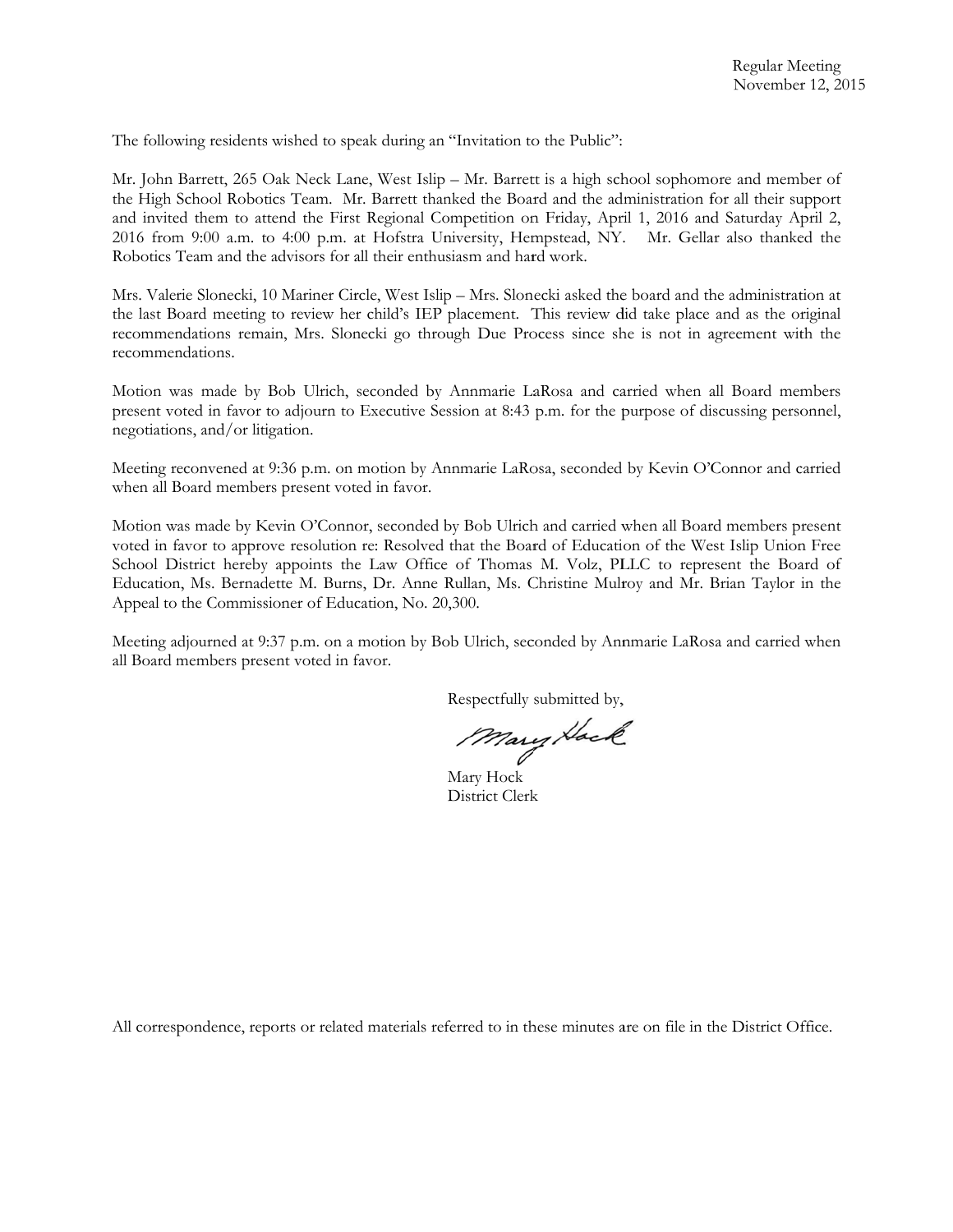The following residents wished to speak during an "Invitation to the Public":

Mr. John Barrett, 265 Oak Neck Lane, West Islip – Mr. Barrett is a high school sophomore and member of the High School Robotics Team. Mr. Barrett thanked the Board and the administration for all their support and invited them to attend the First Regional Competition on Friday, April 1, 2016 and Saturday April 2, 2016 from 9:00 a.m. to 4:00 p.m. at Hofstra University, Hempstead, NY. Mr. Gellar also thanked the Robotics Team and the advisors for all their enthusiasm and hard work.

Mrs. Valerie Slonecki, 10 Mariner Circle, West Islip – Mrs. Slonecki asked the board and the administration at the last Board meeting to review her child's IEP placement. This review did take place and as the original recommendations remain, Mrs. Slonecki go through Due Process since she is not in agreement with the recommendations.

Motion was made by Bob Ulrich, seconded by Annmarie LaRosa and carried when all Board members present voted in favor to adjourn to Executive Session at 8:43 p.m. for the purpose of discussing personnel, negotiations, and/or litigation.

Meeting reconvened at 9:36 p.m. on motion by Annmarie LaRosa, seconded by Kevin O'Connor and carried when all Board members present voted in favor.

Motion was made by Kevin O'Connor, seconded by Bob Ulrich and carried when all Board members present voted in favor to approve resolution re: Resolved that the Board of Education of the West Islip Union Free School District hereby appoints the Law Office of Thomas M. Volz, PLLC to represent the Board of Education, Ms. Bernadette M. Burns, Dr. Anne Rullan, Ms. Christine Mulroy and Mr. Brian Taylor in the Appeal to the Commissioner of Education, No. 20,300.

Meeting adjourned at 9:37 p.m. on a motion by Bob Ulrich, seconded by Annmarie LaRosa and carried when all Board members present voted in favor.

Respectfully submitted by,

Mary Hock

Mary Hock
District Clerk

All correspondence, reports or related materials referred to in these minutes are on file in the District Office.